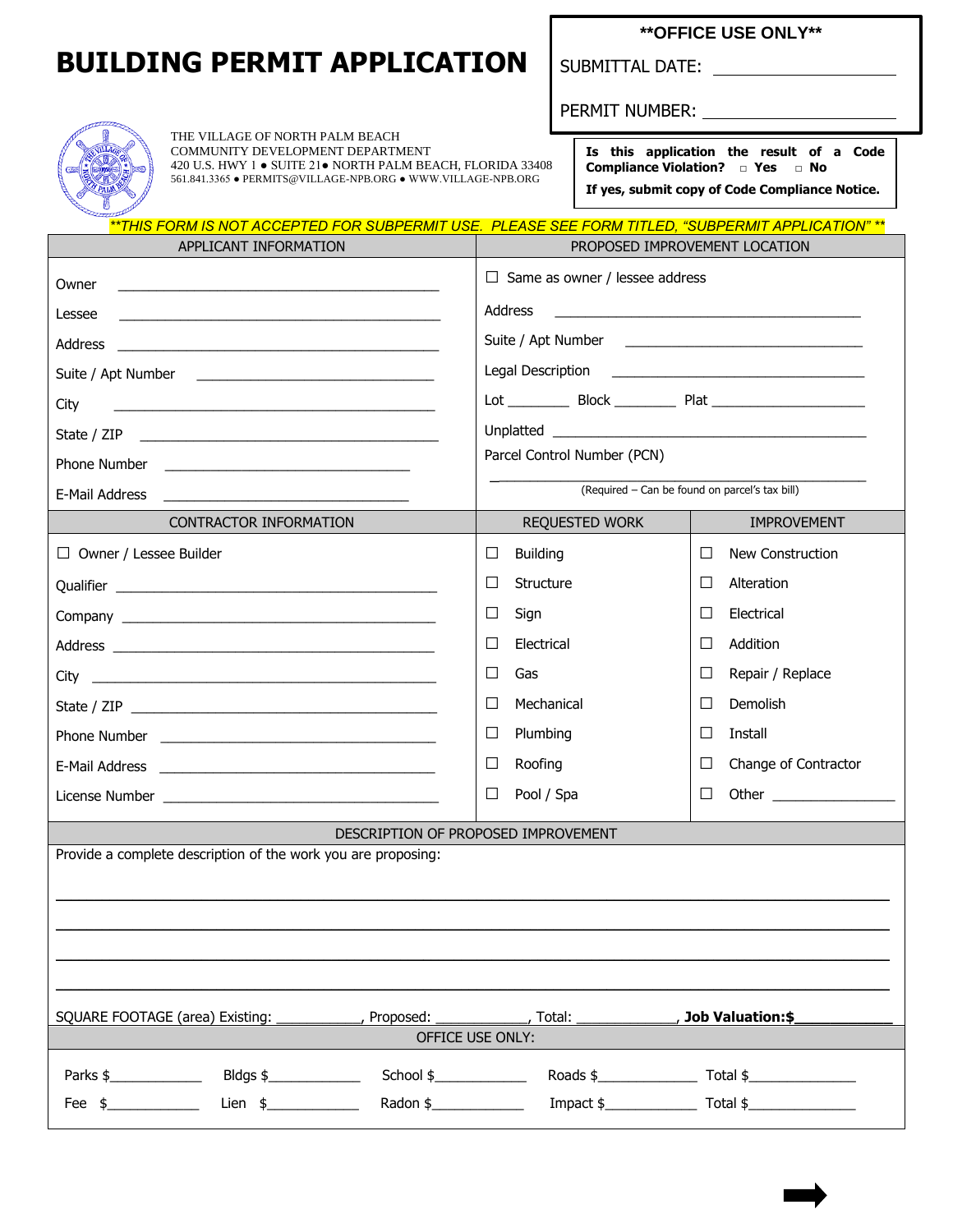# BUILDING PERMIT APPLICATION

**OFFICE USE ONLY**

SUBMITTAL DATE: ____________________

PERMIT NUMBER: ____________________

THE VILLAGE OF NORTH PALM BEACH
COMMUNITY DEVELOPMENT DEPARTMENT
420 U.S. HWY 1 ● SUITE 21● NORTH PALM BEACH, FLORIDA 33408
561.841.3365 ● PERMITS@VILLAGE-NPB.ORG ● WWW.VILLAGE-NPB.ORG

**Is this application the result of a Code Compliance Violation?** ☐ **Yes** ☐ **No**

**If yes, submit copy of Code Compliance Notice.**

***THIS FORM IS NOT ACCEPTED FOR SUBPERMIT USE. PLEASE SEE FORM TITLED, "SUBPERMIT APPLICATION" ***

| APPLICANT INFORMATION | PROPOSED IMPROVEMENT LOCATION |
|---|---|
| Owner ____________________ | ☐ Same as owner / lessee address |
| Lessee ____________________ | Address ____________________ |
| Address ____________________ | Suite / Apt Number ____________________ |
| Suite / Apt Number ____________________ | Legal Description ____________________ |
| City ____________________ | Lot ________ Block ________ Plat ____________ |
| State / ZIP ____________________ | Unplatted ____________________ |
| Phone Number ____________________ | Parcel Control Number (PCN) ____________________ |
| E-Mail Address ____________________ | (Required – Can be found on parcel's tax bill) |

| CONTRACTOR INFORMATION | REQUESTED WORK | IMPROVEMENT |
|---|---|---|
| ☐ Owner / Lessee Builder | ☐ Building | ☐ New Construction |
| Qualifier ____________________ | ☐ Structure | ☐ Alteration |
| Company ____________________ | ☐ Sign | ☐ Electrical |
| Address ____________________ | ☐ Electrical | ☐ Addition |
| City ____________________ | ☐ Gas | ☐ Repair / Replace |
| State / ZIP ____________________ | ☐ Mechanical | ☐ Demolish |
| Phone Number ____________________ | ☐ Plumbing | ☐ Install |
| E-Mail Address ____________________ | ☐ Roofing | ☐ Change of Contractor |
| License Number ____________________ | ☐ Pool / Spa | ☐ Other ____________ |

## DESCRIPTION OF PROPOSED IMPROVEMENT

Provide a complete description of the work you are proposing:

______________________________________________________________________

______________________________________________________________________

______________________________________________________________________

______________________________________________________________________

SQUARE FOOTAGE (area) Existing: ___________, Proposed: ___________, Total: ___________, **Job Valuation:$___________**

## OFFICE USE ONLY:

| | | | | |
|---|---|---|---|---|
| Parks $__________ | Bldgs $__________ | School $__________ | Roads $__________ | Total $__________ |
| Fee $__________ | Lien $__________ | Radon $__________ | Impact $__________ | Total $__________ |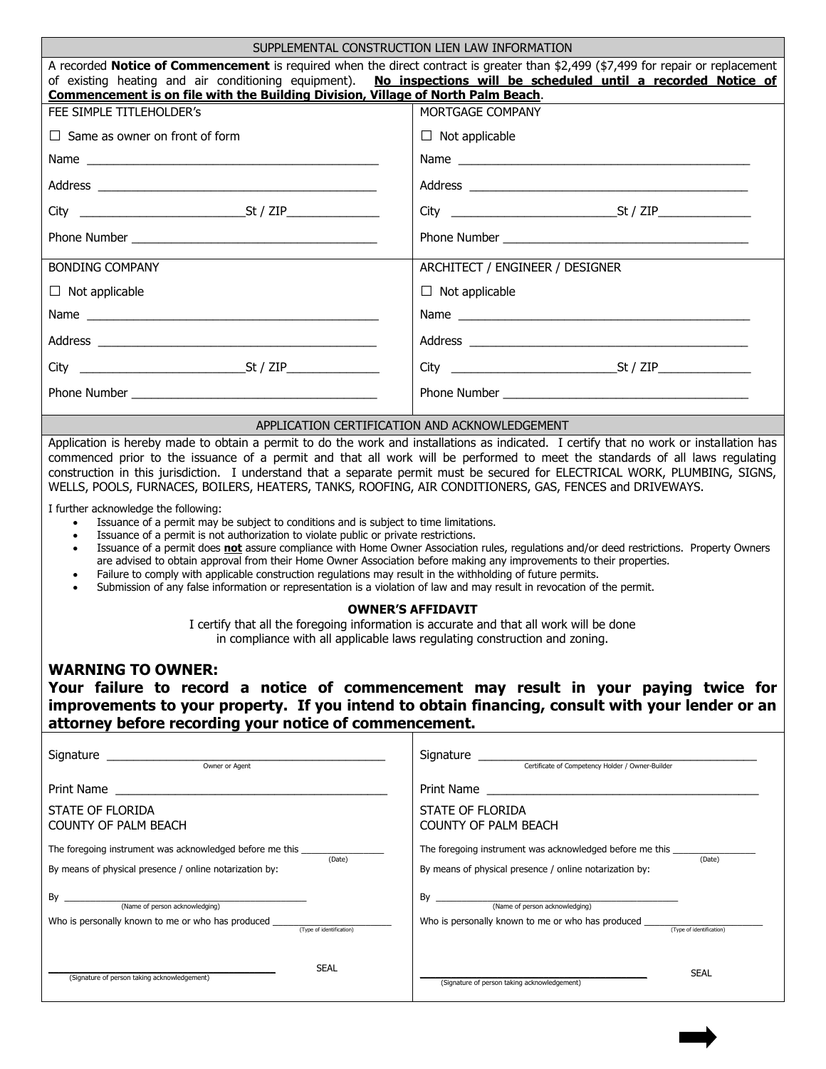## SUPPLEMENTAL CONSTRUCTION LIEN LAW INFORMATION

A recorded **Notice of Commencement** is required when the direct contract is greater than $2,499 ($7,499 for repair or replacement of existing heating and air conditioning equipment). **No inspections will be scheduled until a recorded Notice of Commencement is on file with the Building Division, Village of North Palm Beach**.

| FEE SIMPLE TITLEHOLDER's | MORTGAGE COMPANY |
|---|---|
| ☐ Same as owner on front of form | ☐ Not applicable |
| Name ______________________________ | Name ______________________________ |
| Address ______________________________ | Address ______________________________ |
| City __________________ St / ZIP __________ | City __________________ St / ZIP __________ |
| Phone Number ______________________________ | Phone Number ______________________________ |
| **BONDING COMPANY** | **ARCHITECT / ENGINEER / DESIGNER** |
| ☐ Not applicable | ☐ Not applicable |
| Name ______________________________ | Name ______________________________ |
| Address ______________________________ | Address ______________________________ |
| City __________________ St / ZIP __________ | City __________________ St / ZIP __________ |
| Phone Number ______________________________ | Phone Number ______________________________ |

## APPLICATION CERTIFICATION AND ACKNOWLEDGEMENT

Application is hereby made to obtain a permit to do the work and installations as indicated. I certify that no work or installation has commenced prior to the issuance of a permit and that all work will be performed to meet the standards of all laws regulating construction in this jurisdiction. I understand that a separate permit must be secured for ELECTRICAL WORK, PLUMBING, SIGNS, WELLS, POOLS, FURNACES, BOILERS, HEATERS, TANKS, ROOFING, AIR CONDITIONERS, GAS, FENCES and DRIVEWAYS.

I further acknowledge the following:

- Issuance of a permit may be subject to conditions and is subject to time limitations.
- Issuance of a permit is not authorization to violate public or private restrictions.
- Issuance of a permit does **not** assure compliance with Home Owner Association rules, regulations and/or deed restrictions. Property Owners are advised to obtain approval from their Home Owner Association before making any improvements to their properties.
- Failure to comply with applicable construction regulations may result in the withholding of future permits.
- Submission of any false information or representation is a violation of law and may result in revocation of the permit.

**OWNER'S AFFIDAVIT**

I certify that all the foregoing information is accurate and that all work will be done in compliance with all applicable laws regulating construction and zoning.

### WARNING TO OWNER:

**Your failure to record a notice of commencement may result in your paying twice for improvements to your property. If you intend to obtain financing, consult with your lender or an attorney before recording your notice of commencement.**

| | |
|---|---|
| Signature ______________________________ (Owner or Agent) | Signature ______________________________ (Certificate of Competency Holder / Owner-Builder) |
| Print Name ______________________________ | Print Name ______________________________ |
| STATE OF FLORIDA<br>COUNTY OF PALM BEACH | STATE OF FLORIDA<br>COUNTY OF PALM BEACH |
| The foregoing instrument was acknowledged before me this __________ (Date) | The foregoing instrument was acknowledged before me this __________ (Date) |
| By means of physical presence / online notarization by: | By means of physical presence / online notarization by: |
| By ______________________________ (Name of person acknowledging) | By ______________________________ (Name of person acknowledging) |
| Who is personally known to me or who has produced __________ (Type of identification) | Who is personally known to me or who has produced __________ (Type of identification) |
| ______________________________ (Signature of person taking acknowledgement) SEAL | ______________________________ (Signature of person taking acknowledgement) SEAL |